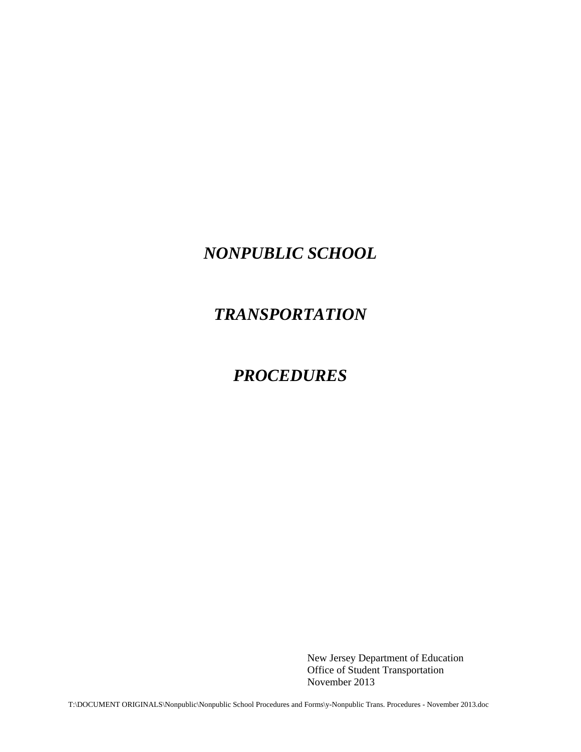# *NONPUBLIC SCHOOL*

# *TRANSPORTATION*

# *PROCEDURES*

New Jersey Department of Education
Office of Student Transportation
November 2013

T:\DOCUMENT ORIGINALS\Nonpublic\Nonpublic School Procedures and Forms\y-Nonpublic Trans. Procedures - November 2013.doc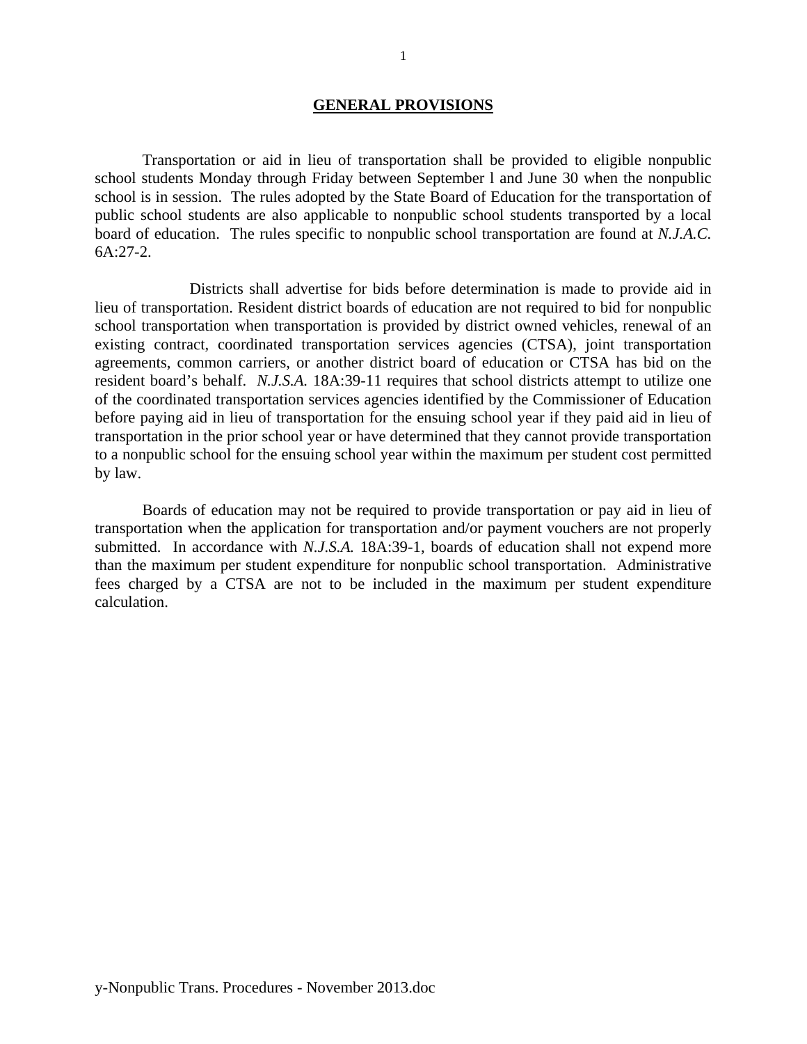## GENERAL PROVISIONS

Transportation or aid in lieu of transportation shall be provided to eligible nonpublic school students Monday through Friday between September l and June 30 when the nonpublic school is in session. The rules adopted by the State Board of Education for the transportation of public school students are also applicable to nonpublic school students transported by a local board of education. The rules specific to nonpublic school transportation are found at *N.J.A.C.* 6A:27-2.

Districts shall advertise for bids before determination is made to provide aid in lieu of transportation. Resident district boards of education are not required to bid for nonpublic school transportation when transportation is provided by district owned vehicles, renewal of an existing contract, coordinated transportation services agencies (CTSA), joint transportation agreements, common carriers, or another district board of education or CTSA has bid on the resident board's behalf. *N.J.S.A.* 18A:39-11 requires that school districts attempt to utilize one of the coordinated transportation services agencies identified by the Commissioner of Education before paying aid in lieu of transportation for the ensuing school year if they paid aid in lieu of transportation in the prior school year or have determined that they cannot provide transportation to a nonpublic school for the ensuing school year within the maximum per student cost permitted by law.

Boards of education may not be required to provide transportation or pay aid in lieu of transportation when the application for transportation and/or payment vouchers are not properly submitted. In accordance with *N.J.S.A.* 18A:39-1, boards of education shall not expend more than the maximum per student expenditure for nonpublic school transportation. Administrative fees charged by a CTSA are not to be included in the maximum per student expenditure calculation.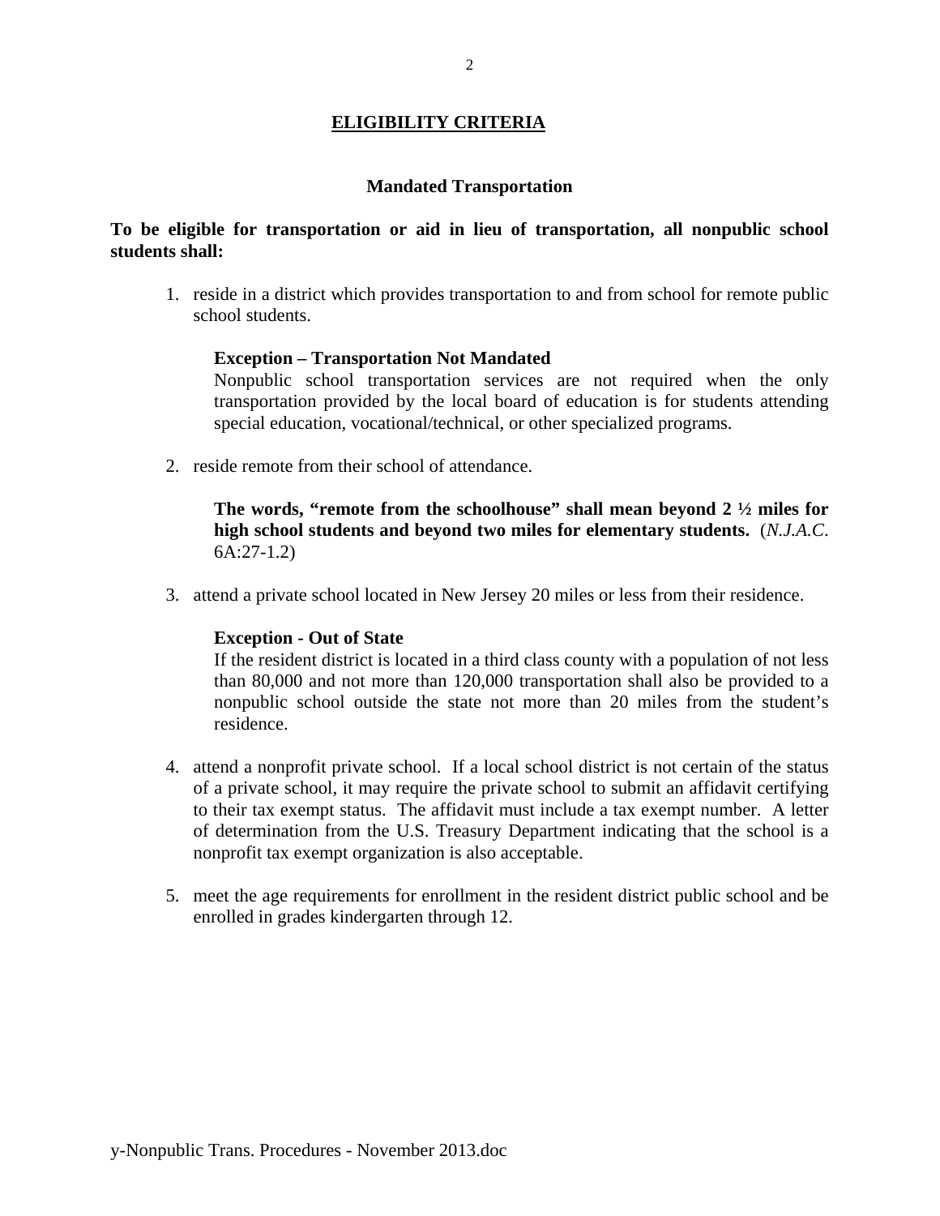## ELIGIBILITY CRITERIA

### Mandated Transportation

**To be eligible for transportation or aid in lieu of transportation, all nonpublic school students shall:**

1. reside in a district which provides transportation to and from school for remote public school students.

   **Exception – Transportation Not Mandated**
   Nonpublic school transportation services are not required when the only transportation provided by the local board of education is for students attending special education, vocational/technical, or other specialized programs.

2. reside remote from their school of attendance.

   **The words, "remote from the schoolhouse" shall mean beyond 2 ½ miles for high school students and beyond two miles for elementary students.** (*N.J.A.C*. 6A:27-1.2)

3. attend a private school located in New Jersey 20 miles or less from their residence.

   **Exception - Out of State**
   If the resident district is located in a third class county with a population of not less than 80,000 and not more than 120,000 transportation shall also be provided to a nonpublic school outside the state not more than 20 miles from the student's residence.

4. attend a nonprofit private school. If a local school district is not certain of the status of a private school, it may require the private school to submit an affidavit certifying to their tax exempt status. The affidavit must include a tax exempt number. A letter of determination from the U.S. Treasury Department indicating that the school is a nonprofit tax exempt organization is also acceptable.

5. meet the age requirements for enrollment in the resident district public school and be enrolled in grades kindergarten through 12.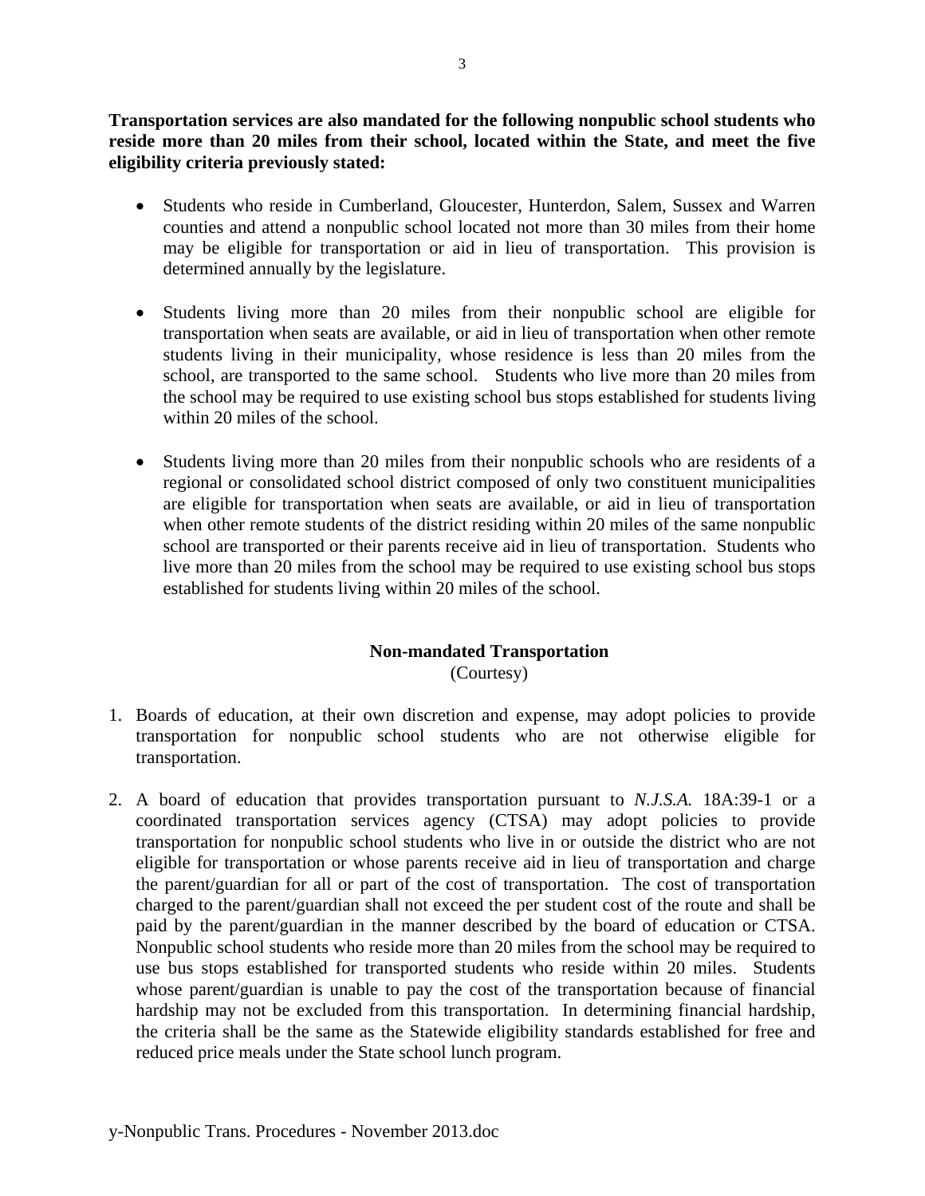**Transportation services are also mandated for the following nonpublic school students who reside more than 20 miles from their school, located within the State, and meet the five eligibility criteria previously stated:**

- Students who reside in Cumberland, Gloucester, Hunterdon, Salem, Sussex and Warren counties and attend a nonpublic school located not more than 30 miles from their home may be eligible for transportation or aid in lieu of transportation. This provision is determined annually by the legislature.

- Students living more than 20 miles from their nonpublic school are eligible for transportation when seats are available, or aid in lieu of transportation when other remote students living in their municipality, whose residence is less than 20 miles from the school, are transported to the same school. Students who live more than 20 miles from the school may be required to use existing school bus stops established for students living within 20 miles of the school.

- Students living more than 20 miles from their nonpublic schools who are residents of a regional or consolidated school district composed of only two constituent municipalities are eligible for transportation when seats are available, or aid in lieu of transportation when other remote students of the district residing within 20 miles of the same nonpublic school are transported or their parents receive aid in lieu of transportation. Students who live more than 20 miles from the school may be required to use existing school bus stops established for students living within 20 miles of the school.

## Non-mandated Transportation
(Courtesy)

1. Boards of education, at their own discretion and expense, may adopt policies to provide transportation for nonpublic school students who are not otherwise eligible for transportation.

2. A board of education that provides transportation pursuant to *N.J.S.A.* 18A:39-1 or a coordinated transportation services agency (CTSA) may adopt policies to provide transportation for nonpublic school students who live in or outside the district who are not eligible for transportation or whose parents receive aid in lieu of transportation and charge the parent/guardian for all or part of the cost of transportation. The cost of transportation charged to the parent/guardian shall not exceed the per student cost of the route and shall be paid by the parent/guardian in the manner described by the board of education or CTSA. Nonpublic school students who reside more than 20 miles from the school may be required to use bus stops established for transported students who reside within 20 miles. Students whose parent/guardian is unable to pay the cost of the transportation because of financial hardship may not be excluded from this transportation. In determining financial hardship, the criteria shall be the same as the Statewide eligibility standards established for free and reduced price meals under the State school lunch program.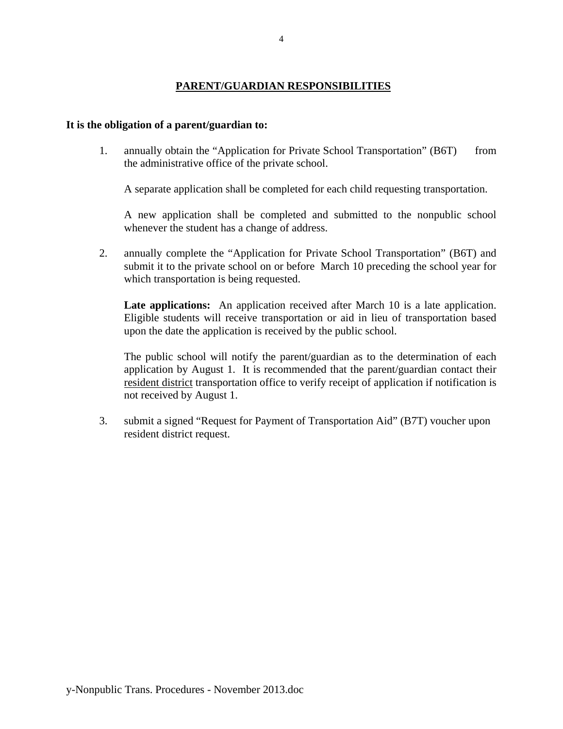## PARENT/GUARDIAN RESPONSIBILITIES

**It is the obligation of a parent/guardian to:**

1. annually obtain the "Application for Private School Transportation" (B6T) from the administrative office of the private school.

   A separate application shall be completed for each child requesting transportation.

   A new application shall be completed and submitted to the nonpublic school whenever the student has a change of address.

2. annually complete the "Application for Private School Transportation" (B6T) and submit it to the private school on or before March 10 preceding the school year for which transportation is being requested.

   **Late applications:** An application received after March 10 is a late application. Eligible students will receive transportation or aid in lieu of transportation based upon the date the application is received by the public school.

   The public school will notify the parent/guardian as to the determination of each application by August 1. It is recommended that the parent/guardian contact their resident district transportation office to verify receipt of application if notification is not received by August 1.

3. submit a signed "Request for Payment of Transportation Aid" (B7T) voucher upon resident district request.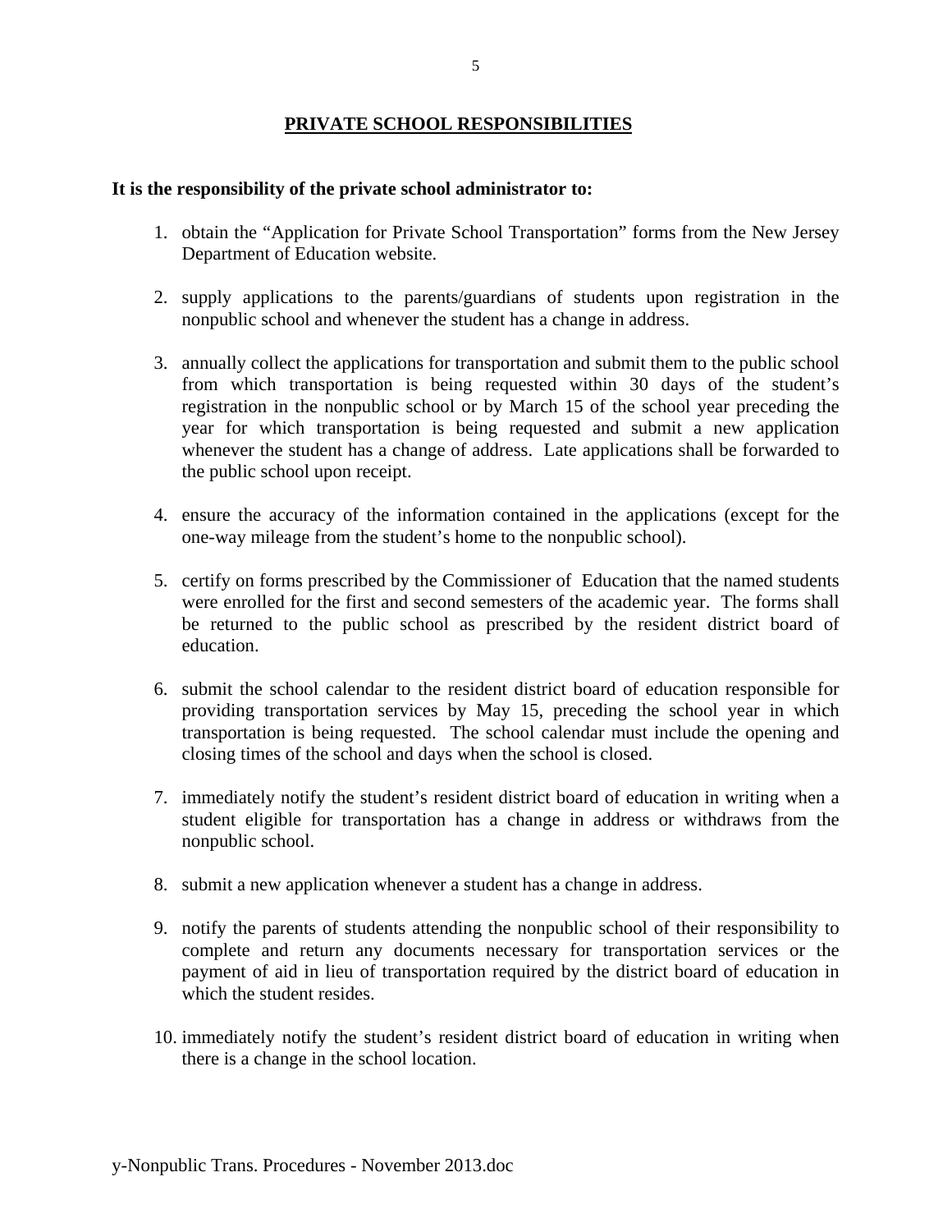## PRIVATE SCHOOL RESPONSIBILITIES

**It is the responsibility of the private school administrator to:**

1. obtain the "Application for Private School Transportation" forms from the New Jersey Department of Education website.
2. supply applications to the parents/guardians of students upon registration in the nonpublic school and whenever the student has a change in address.
3. annually collect the applications for transportation and submit them to the public school from which transportation is being requested within 30 days of the student's registration in the nonpublic school or by March 15 of the school year preceding the year for which transportation is being requested and submit a new application whenever the student has a change of address. Late applications shall be forwarded to the public school upon receipt.
4. ensure the accuracy of the information contained in the applications (except for the one-way mileage from the student's home to the nonpublic school).
5. certify on forms prescribed by the Commissioner of Education that the named students were enrolled for the first and second semesters of the academic year. The forms shall be returned to the public school as prescribed by the resident district board of education.
6. submit the school calendar to the resident district board of education responsible for providing transportation services by May 15, preceding the school year in which transportation is being requested. The school calendar must include the opening and closing times of the school and days when the school is closed.
7. immediately notify the student's resident district board of education in writing when a student eligible for transportation has a change in address or withdraws from the nonpublic school.
8. submit a new application whenever a student has a change in address.
9. notify the parents of students attending the nonpublic school of their responsibility to complete and return any documents necessary for transportation services or the payment of aid in lieu of transportation required by the district board of education in which the student resides.
10. immediately notify the student's resident district board of education in writing when there is a change in the school location.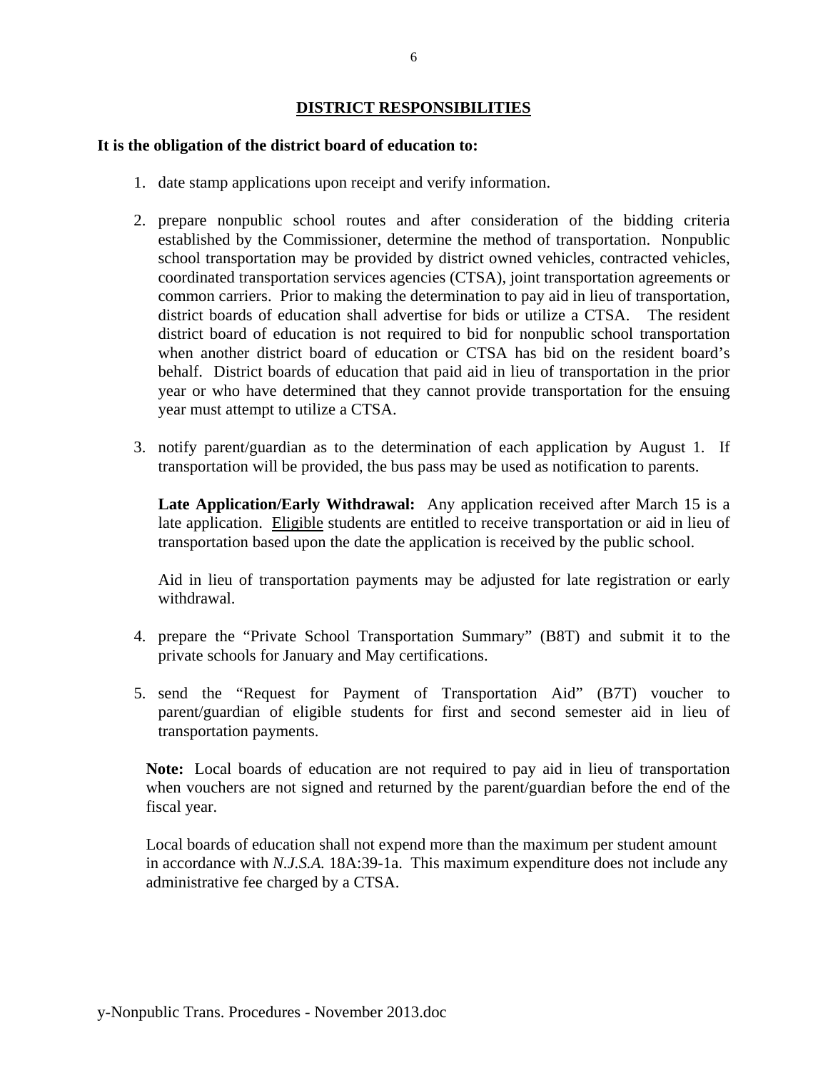## DISTRICT RESPONSIBILITIES

**It is the obligation of the district board of education to:**

1. date stamp applications upon receipt and verify information.

2. prepare nonpublic school routes and after consideration of the bidding criteria established by the Commissioner, determine the method of transportation. Nonpublic school transportation may be provided by district owned vehicles, contracted vehicles, coordinated transportation services agencies (CTSA), joint transportation agreements or common carriers. Prior to making the determination to pay aid in lieu of transportation, district boards of education shall advertise for bids or utilize a CTSA. The resident district board of education is not required to bid for nonpublic school transportation when another district board of education or CTSA has bid on the resident board's behalf. District boards of education that paid aid in lieu of transportation in the prior year or who have determined that they cannot provide transportation for the ensuing year must attempt to utilize a CTSA.

3. notify parent/guardian as to the determination of each application by August 1. If transportation will be provided, the bus pass may be used as notification to parents.

   **Late Application/Early Withdrawal:** Any application received after March 15 is a late application. Eligible students are entitled to receive transportation or aid in lieu of transportation based upon the date the application is received by the public school.

   Aid in lieu of transportation payments may be adjusted for late registration or early withdrawal.

4. prepare the "Private School Transportation Summary" (B8T) and submit it to the private schools for January and May certifications.

5. send the "Request for Payment of Transportation Aid" (B7T) voucher to parent/guardian of eligible students for first and second semester aid in lieu of transportation payments.

**Note:** Local boards of education are not required to pay aid in lieu of transportation when vouchers are not signed and returned by the parent/guardian before the end of the fiscal year.

Local boards of education shall not expend more than the maximum per student amount in accordance with *N.J.S.A.* 18A:39-1a. This maximum expenditure does not include any administrative fee charged by a CTSA.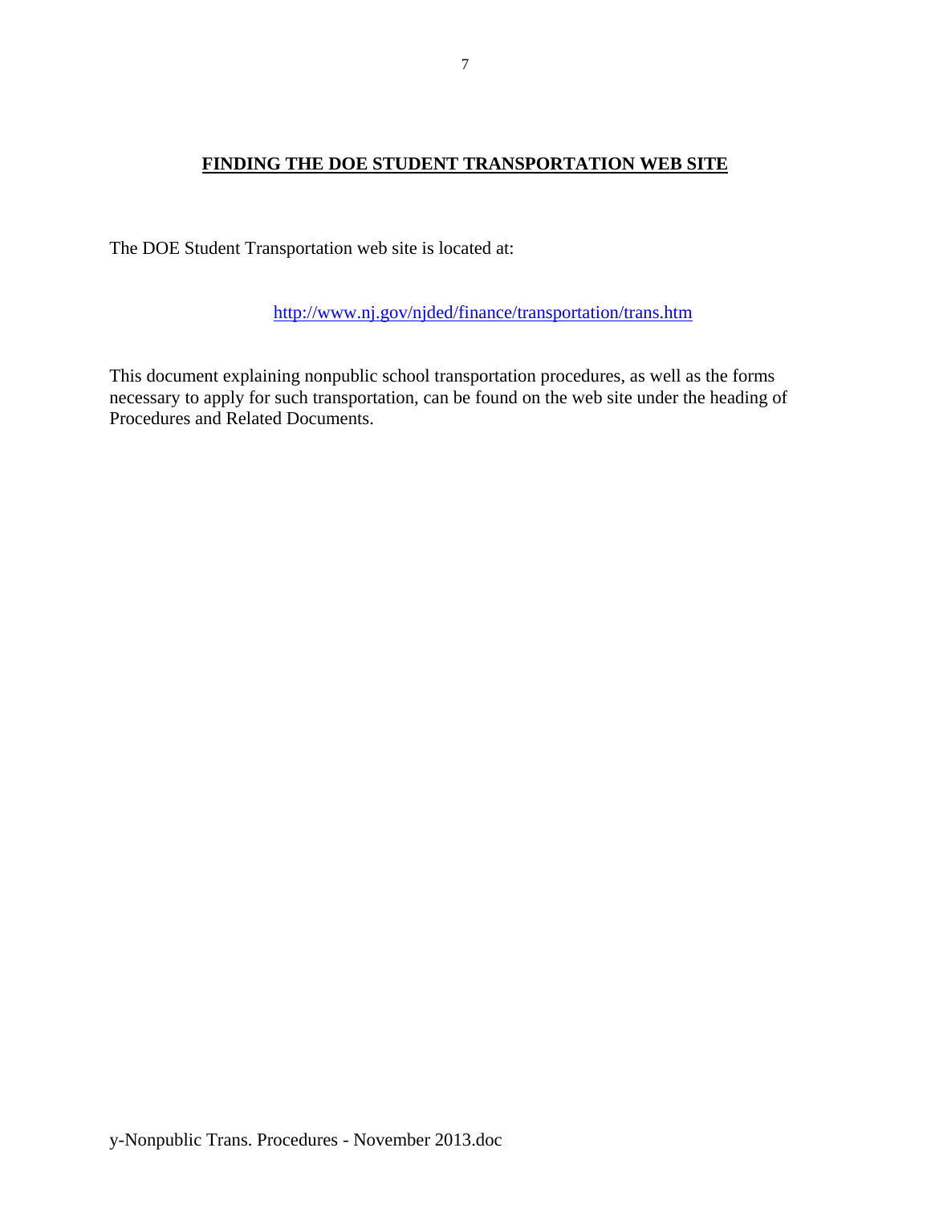## FINDING THE DOE STUDENT TRANSPORTATION WEB SITE

The DOE Student Transportation web site is located at:

http://www.nj.gov/njded/finance/transportation/trans.htm

This document explaining nonpublic school transportation procedures, as well as the forms necessary to apply for such transportation, can be found on the web site under the heading of Procedures and Related Documents.